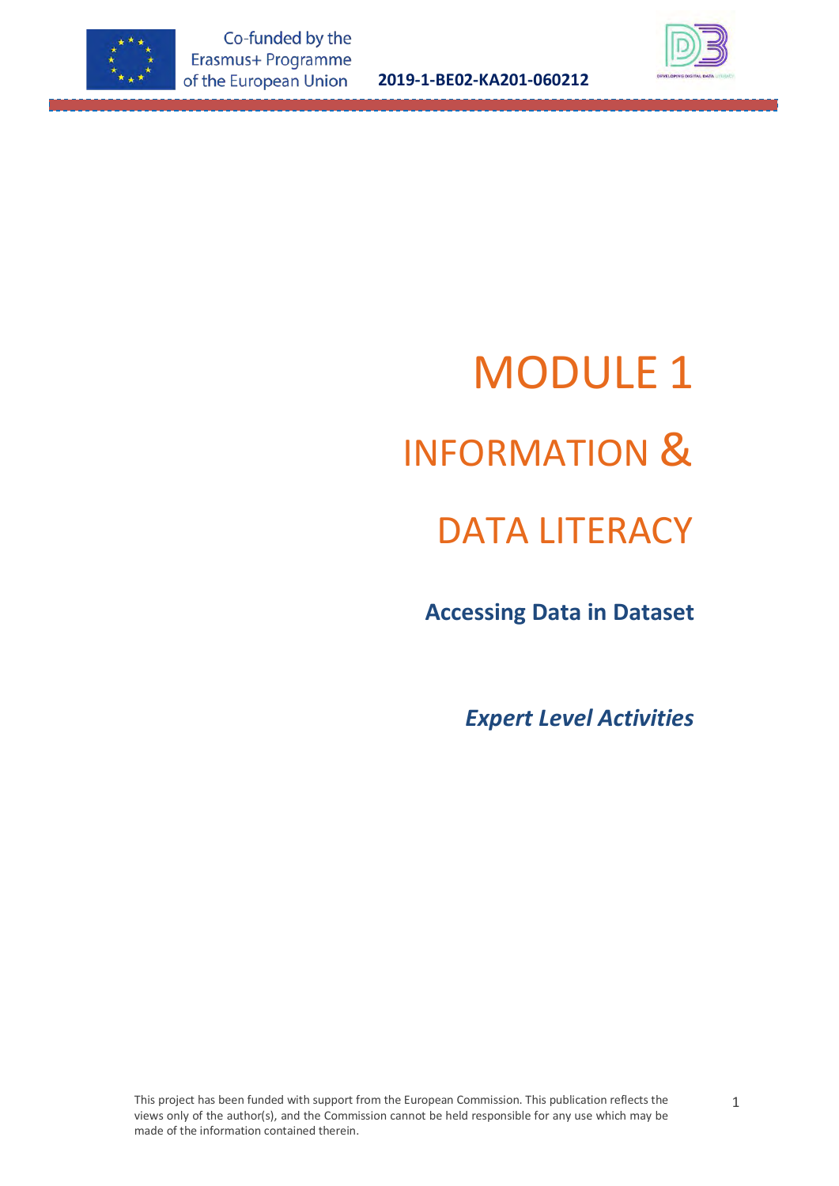# MODULE 1

# INFORMATION & DATA LITERACY

## Accessing Data in Dataset

***Expert Level Activities***

This project has been funded with support from the European Commission. This publication reflects the views only of the author(s), and the Commission cannot be held responsible for any use which may be made of the information contained therein.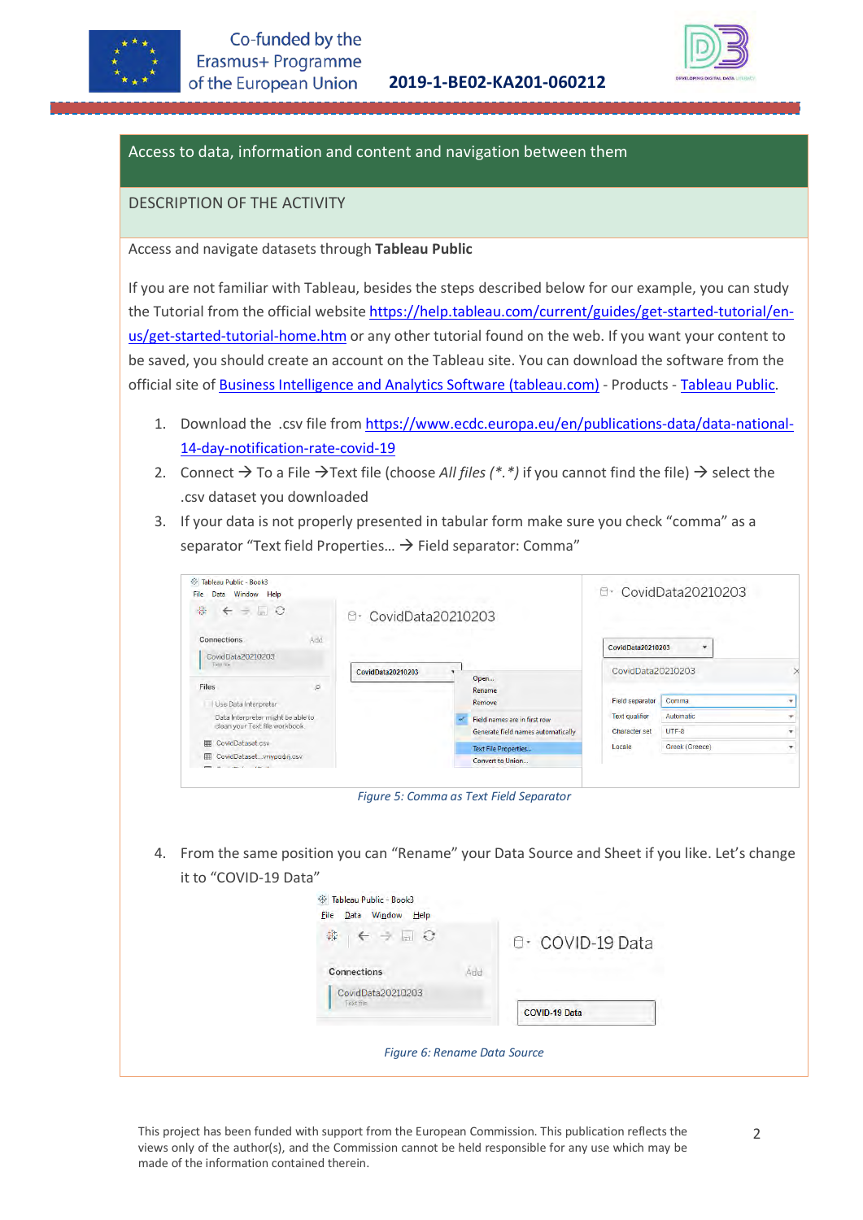## Access to data, information and content and navigation between them

### DESCRIPTION OF THE ACTIVITY

Access and navigate datasets through **Tableau Public**

If you are not familiar with Tableau, besides the steps described below for our example, you can study the Tutorial from the official website https://help.tableau.com/current/guides/get-started-tutorial/en-us/get-started-tutorial-home.htm or any other tutorial found on the web. If you want your content to be saved, you should create an account on the Tableau site. You can download the software from the official site of Business Intelligence and Analytics Software (tableau.com) - Products - Tableau Public.

1. Download the .csv file from https://www.ecdc.europa.eu/en/publications-data/data-national-14-day-notification-rate-covid-19
2. Connect → To a File →Text file (choose *All files (\*.\*)* if you cannot find the file) → select the .csv dataset you downloaded
3. If your data is not properly presented in tabular form make sure you check "comma" as a separator "Text field Properties… → Field separator: Comma"

*Figure 5: Comma as Text Field Separator*

4. From the same position you can "Rename" your Data Source and Sheet if you like. Let's change it to "COVID-19 Data"

*Figure 6: Rename Data Source*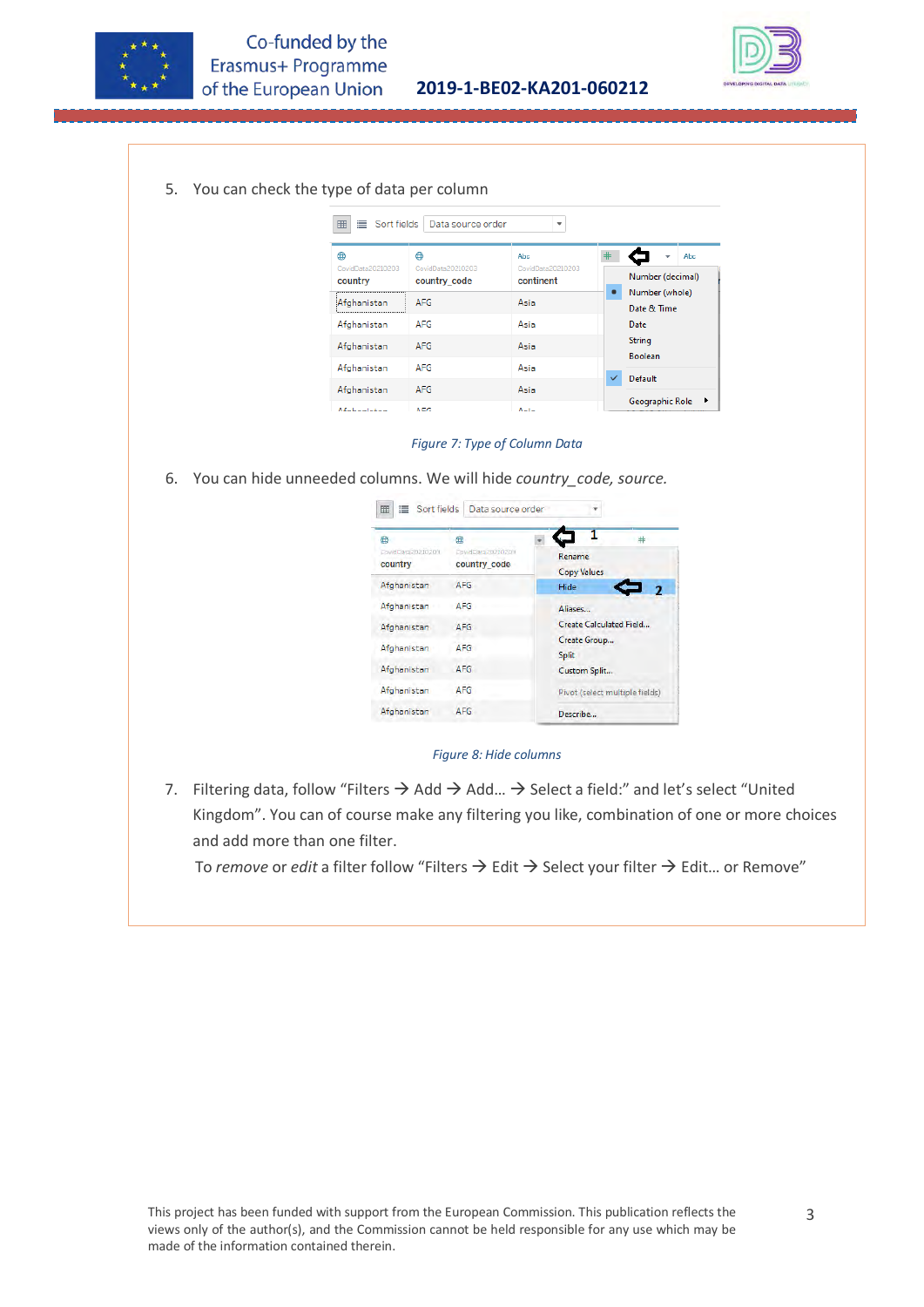5. You can check the type of data per column

Figure 7: Type of Column Data

6. You can hide unneeded columns. We will hide *country_code, source.*

Figure 8: Hide columns

7. Filtering data, follow "Filters → Add → Add… → Select a field:" and let's select "United Kingdom". You can of course make any filtering you like, combination of one or more choices and add more than one filter.

   To *remove* or *edit* a filter follow "Filters → Edit → Select your filter → Edit… or Remove"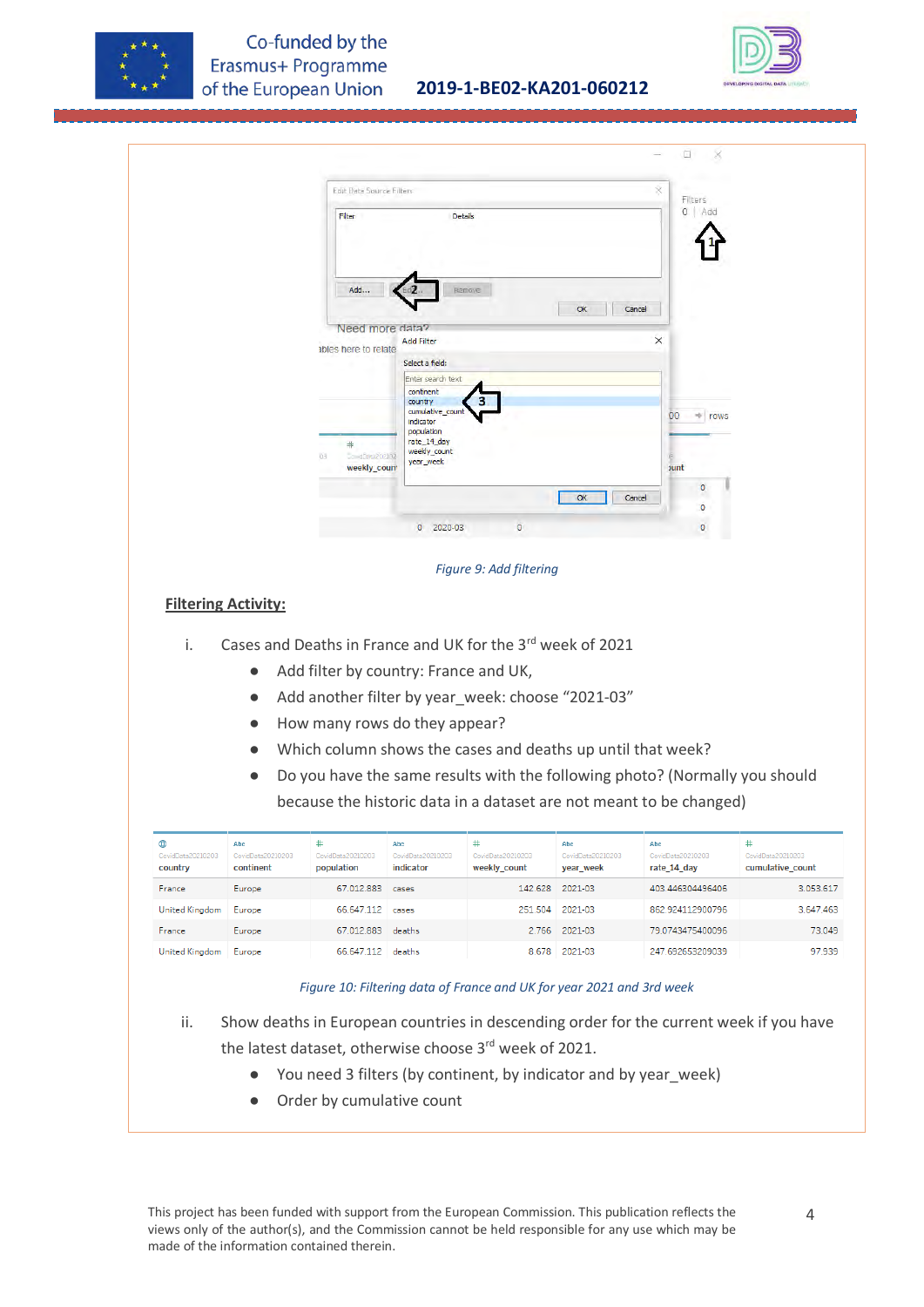*Figure 9: Add filtering*

**Filtering Activity:**

i. Cases and Deaths in France and UK for the 3rd week of 2021

- Add filter by country: France and UK,
- Add another filter by year_week: choose “2021-03”
- How many rows do they appear?
- Which column shows the cases and deaths up until that week?
- Do you have the same results with the following photo? (Normally you should because the historic data in a dataset are not meant to be changed)

| country | continent | population | indicator | weekly_count | year_week | rate_14_day | cumulative_count |
|---|---|---|---|---|---|---|---|
| France | Europe | 67.012.883 | cases | 142.628 | 2021-03 | 403.446304496406 | 3.053.617 |
| United Kingdom | Europe | 66.647.112 | cases | 251.504 | 2021-03 | 862.924112900796 | 3.647.463 |
| France | Europe | 67.012.883 | deaths | 2.766 | 2021-03 | 79.0743475400096 | 73.049 |
| United Kingdom | Europe | 66.647.112 | deaths | 8.678 | 2021-03 | 247.652653209039 | 97.939 |

*Figure 10: Filtering data of France and UK for year 2021 and 3rd week*

ii. Show deaths in European countries in descending order for the current week if you have the latest dataset, otherwise choose 3rd week of 2021.

- You need 3 filters (by continent, by indicator and by year_week)
- Order by cumulative count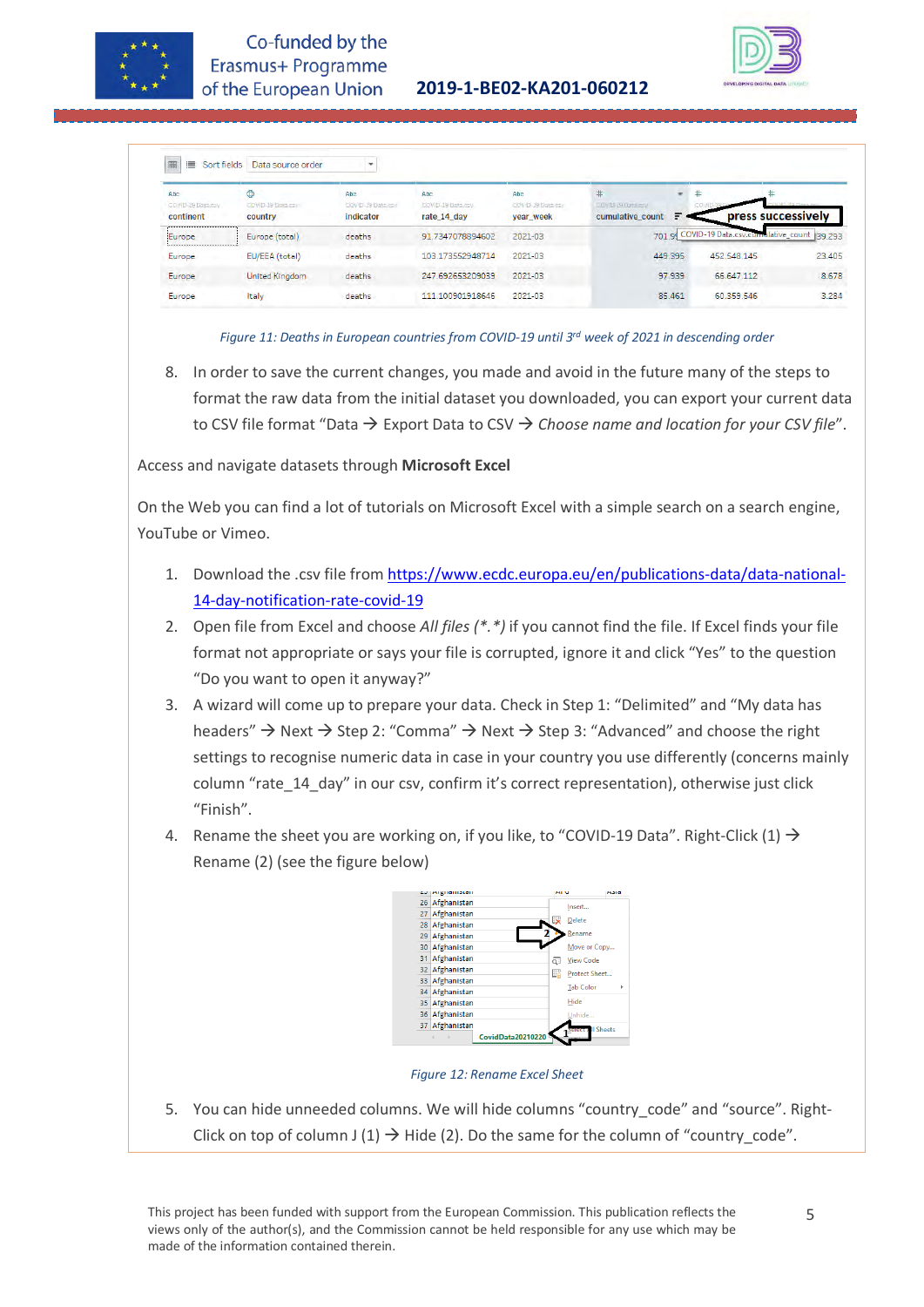Figure 11: Deaths in European countries from COVID-19 until 3rd week of 2021 in descending order

8. In order to save the current changes, you made and avoid in the future many of the steps to format the raw data from the initial dataset you downloaded, you can export your current data to CSV file format “Data → Export Data to CSV → *Choose name and location for your CSV file*”.

Access and navigate datasets through **Microsoft Excel**

On the Web you can find a lot of tutorials on Microsoft Excel with a simple search on a search engine, YouTube or Vimeo.

1. Download the .csv file from https://www.ecdc.europa.eu/en/publications-data/data-national-14-day-notification-rate-covid-19
2. Open file from Excel and choose *All files (\*.\*)* if you cannot find the file. If Excel finds your file format not appropriate or says your file is corrupted, ignore it and click “Yes” to the question “Do you want to open it anyway?”
3. A wizard will come up to prepare your data. Check in Step 1: “Delimited” and “My data has headers” → Next → Step 2: “Comma” → Next → Step 3: “Advanced” and choose the right settings to recognise numeric data in case in your country you use differently (concerns mainly column “rate_14_day” in our csv, confirm it’s correct representation), otherwise just click “Finish”.
4. Rename the sheet you are working on, if you like, to “COVID-19 Data”. Right-Click (1) → Rename (2) (see the figure below)

Figure 12: Rename Excel Sheet

5. You can hide unneeded columns. We will hide columns “country_code” and “source”. Right-Click on top of column J (1) → Hide (2). Do the same for the column of “country_code”.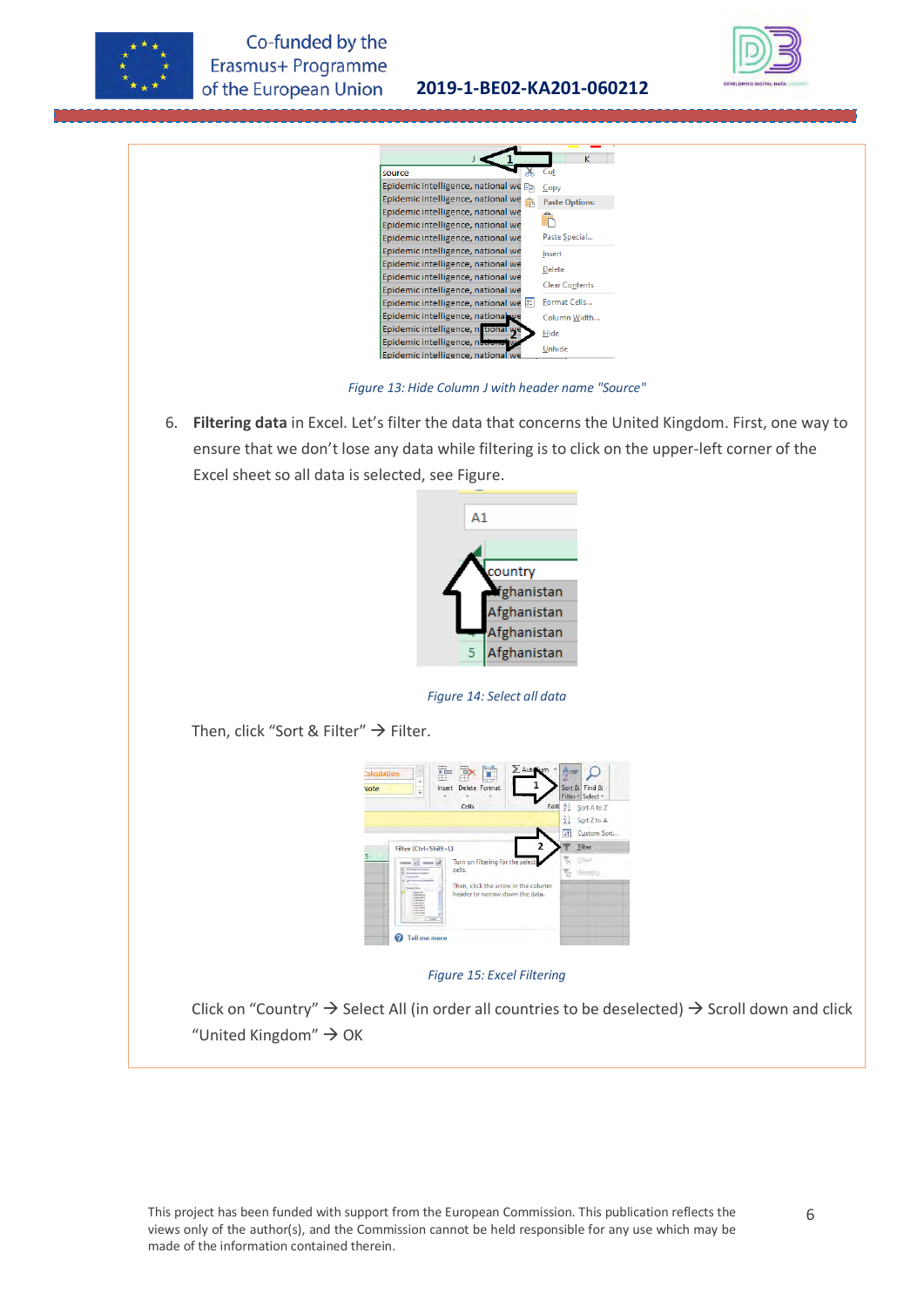*Figure 13: Hide Column J with header name "Source"*

6. **Filtering data** in Excel. Let's filter the data that concerns the United Kingdom. First, one way to ensure that we don't lose any data while filtering is to click on the upper-left corner of the Excel sheet so all data is selected, see Figure.

*Figure 14: Select all data*

Then, click "Sort & Filter" → Filter.

*Figure 15: Excel Filtering*

Click on "Country" → Select All (in order all countries to be deselected) → Scroll down and click "United Kingdom" → OK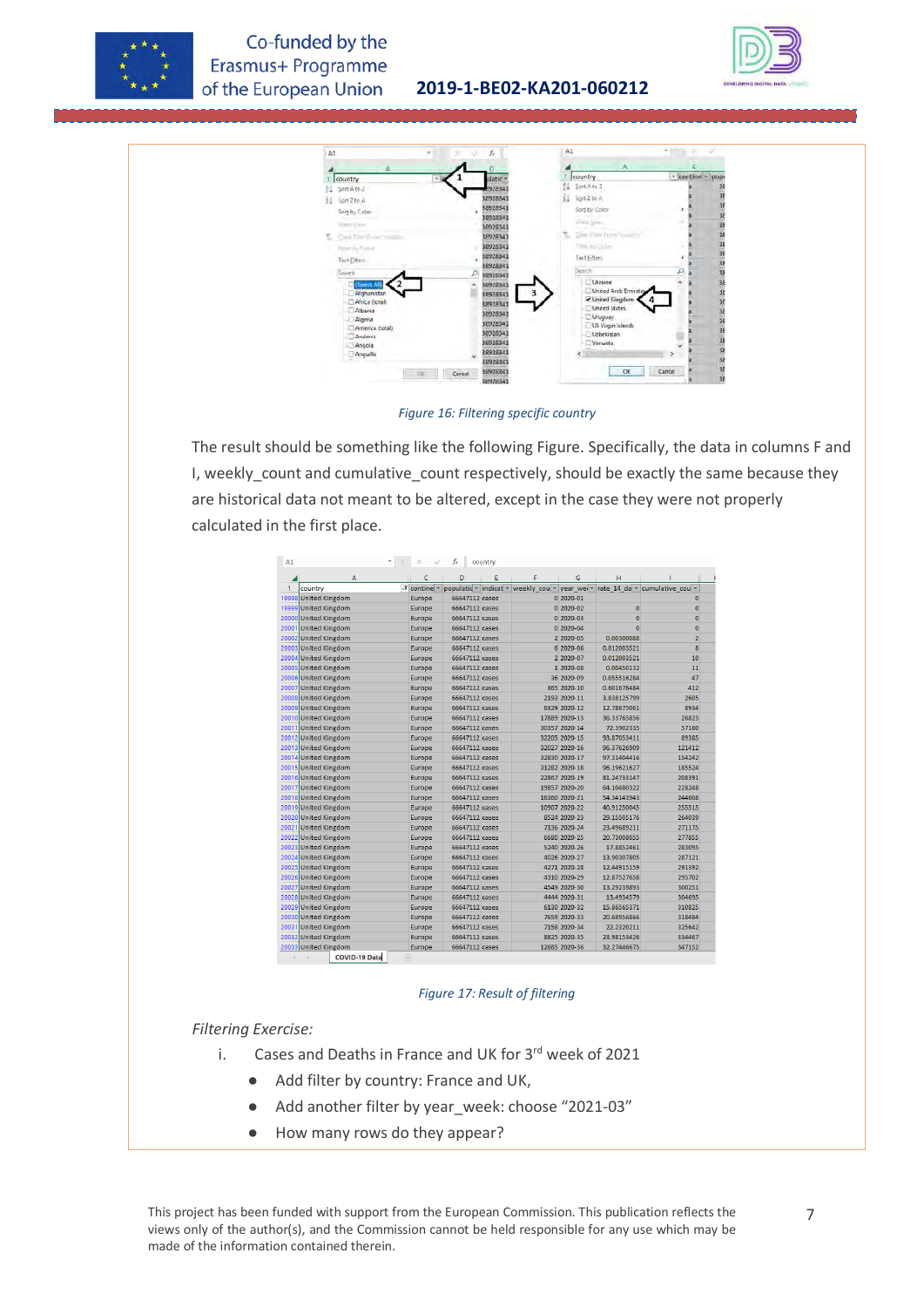*Figure 16: Filtering specific country*

The result should be something like the following Figure. Specifically, the data in columns F and I, weekly_count and cumulative_count respectively, should be exactly the same because they are historical data not meant to be altered, except in the case they were not properly calculated in the first place.

*Figure 17: Result of filtering*

*Filtering Exercise:*

i. Cases and Deaths in France and UK for 3[rd] week of 2021

- Add filter by country: France and UK,
- Add another filter by year_week: choose "2021-03"
- How many rows do they appear?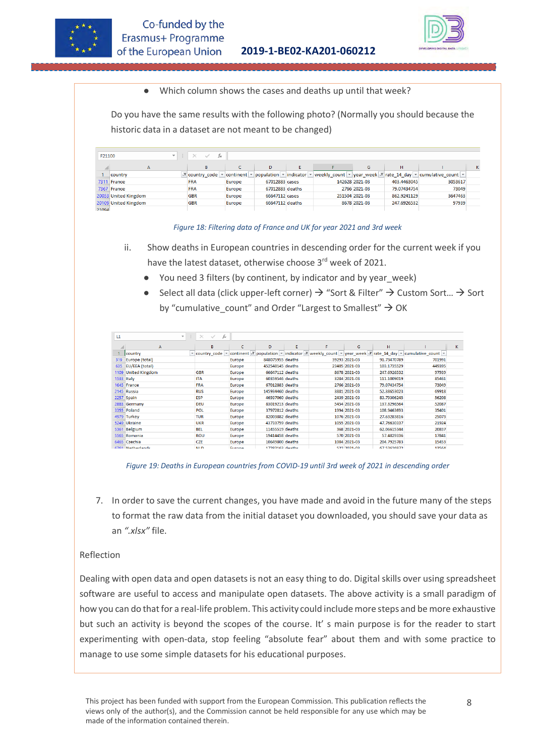- Which column shows the cases and deaths up until that week?

Do you have the same results with the following photo? (Normally you should because the historic data in a dataset are not meant to be changed)

| | country | country_code | continent | population | indicator | weekly_count | year_week | rate_14_day | cumulative_count |
|---|---|---|---|---|---|---|---|---|---|
| 7311 | France | FRA | Europe | 67012883 | cases | 142628 | 2021-03 | 403.4463045 | 3053617 |
| 7367 | France | FRA | Europe | 67012883 | deaths | 2766 | 2021-03 | 79.07434754 | 73049 |
| 20053 | United Kingdom | GBR | Europe | 66647112 | cases | 251504 | 2021-03 | 862.9241129 | 3647463 |
| 20109 | United Kingdom | GBR | Europe | 66647112 | deaths | 8678 | 2021-03 | 247.6926532 | 97939 |

*Figure 18: Filtering data of France and UK for year 2021 and 3rd week*

ii. Show deaths in European countries in descending order for the current week if you have the latest dataset, otherwise choose 3rd week of 2021.

- You need 3 filters (by continent, by indicator and by year_week)
- Select all data (click upper-left corner) → "Sort & Filter" → Custom Sort… → Sort by "cumulative_count" and Order "Largest to Smallest" → OK

| | country | country_code | continent | population | indicator | weekly_count | year_week | rate_14_day | cumulative_count |
|---|---|---|---|---|---|---|---|---|---|
| 319 | Europe (total) | | Europe | 848075955 | deaths | 39293 | 2021-03 | 91.73470789 | 701991 |
| 635 | EU/EEA (total) | | Europe | 452548145 | deaths | 23405 | 2021-03 | 103.1735529 | 449395 |
| 1109 | United Kingdom | GBR | Europe | 66647112 | deaths | 8678 | 2021-03 | 247.6926532 | 97939 |
| 1533 | Italy | ITA | Europe | 60359546 | deaths | 3284 | 2021-03 | 111.1009019 | 85461 |
| 1645 | France | FRA | Europe | 67012883 | deaths | 2766 | 2021-03 | 79.07434754 | 73049 |
| 2145 | Russia | RUS | Europe | 145934460 | deaths | 3881 | 2021-03 | 52.38653023 | 69918 |
| 2257 | Spain | ESP | Europe | 46937060 | deaths | 2439 | 2021-03 | 83.79306245 | 56208 |
| 2883 | Germany | DEU | Europe | 83019213 | deaths | 5454 | 2021-03 | 137.3290364 | 52087 |
| 3355 | Poland | POL | Europe | 37972812 | deaths | 1994 | 2021-03 | 108.9463693 | 35401 |
| 4979 | Turkey | TUR | Europe | 82003882 | deaths | 1076 | 2021-03 | 27.63283816 | 25073 |
| 5249 | Ukraine | UKR | Europe | 43733759 | deaths | 1055 | 2021-03 | 47.76630337 | 21924 |
| 5361 | Belgium | BEL | Europe | 11455519 | deaths | 368 | 2021-03 | 62.06615344 | 20837 |
| 5565 | Romania | ROU | Europe | 19414458 | deaths | 570 | 2021-03 | 57.4829336 | 17841 |
| 6465 | Czechia | CZE | Europe | 10649800 | deaths | 1004 | 2021-03 | 204.7925783 | 15453 |

*Figure 19: Deaths in European countries from COVID-19 until 3rd week of 2021 in descending order*

7. In order to save the current changes, you have made and avoid in the future many of the steps to format the raw data from the initial dataset you downloaded, you should save your data as an *".xlsx"* file.

Reflection

Dealing with open data and open datasets is not an easy thing to do. Digital skills over using spreadsheet software are useful to access and manipulate open datasets. The above activity is a small paradigm of how you can do that for a real-life problem. This activity could include more steps and be more exhaustive but such an activity is beyond the scopes of the course. It' s main purpose is for the reader to start experimenting with open-data, stop feeling "absolute fear" about them and with some practice to manage to use some simple datasets for his educational purposes.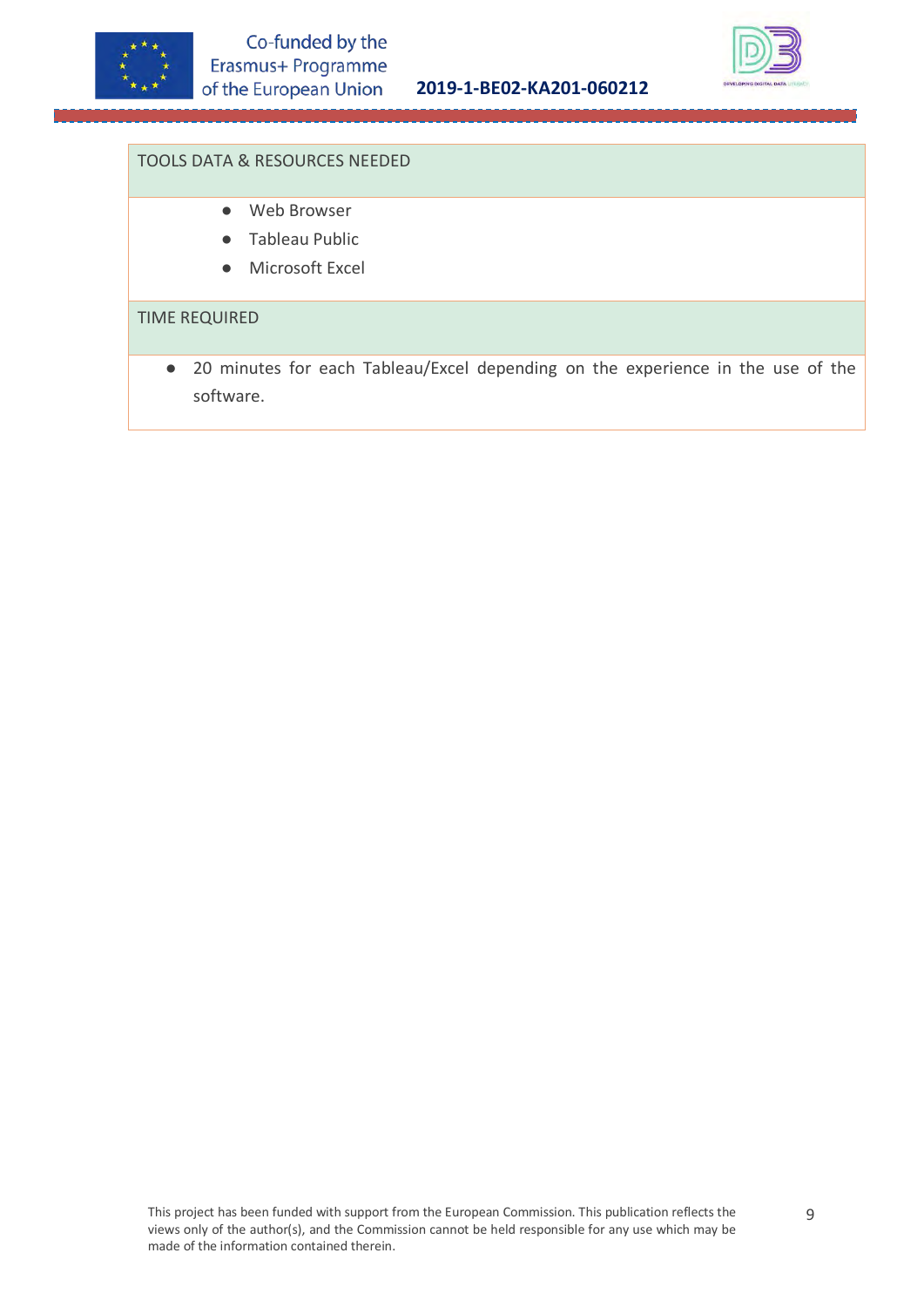TOOLS DATA & RESOURCES NEEDED

- Web Browser
- Tableau Public
- Microsoft Excel

TIME REQUIRED

- 20 minutes for each Tableau/Excel depending on the experience in the use of the software.